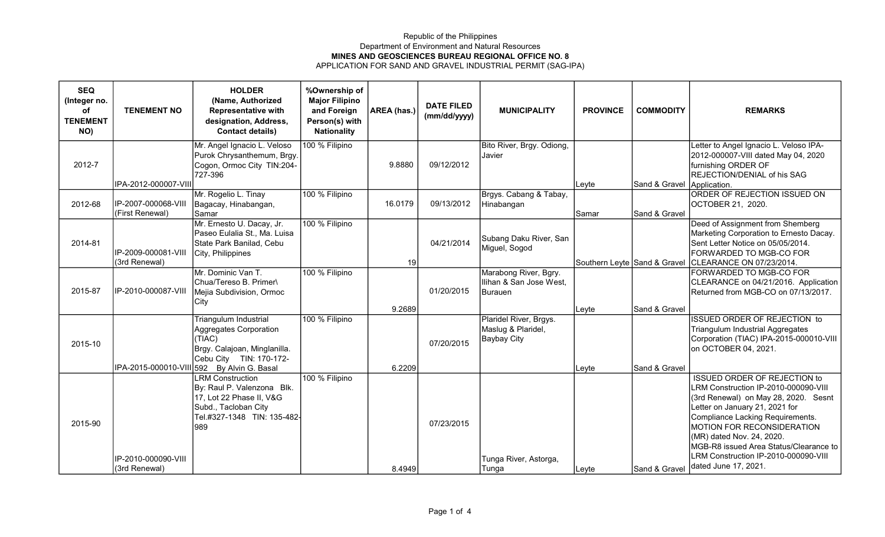Republic of the Philippines

Department of Environment and Natural Resources

**MINES AND GEOSCIENCES BUREAU REGIONAL OFFICE NO. 8**

APPLICATION FOR SAND AND GRAVEL INDUSTRIAL PERMIT (SAG-IPA)

| SEQ (Integer no. of TENEMENT NO) | TENEMENT NO | HOLDER (Name, Authorized Representative with designation, Address, Contact details) | %Ownership of Major Filipino and Foreign Person(s) with Nationality | AREA (has.) | DATE FILED (mm/dd/yyyy) | MUNICIPALITY | PROVINCE | COMMODITY | REMARKS |
|---|---|---|---|---|---|---|---|---|---|
| 2012-7 | IPA-2012-000007-VIII | Mr. Angel Ignacio L. Veloso Purok Chrysanthemum, Brgy. Cogon, Ormoc City TIN:204-727-396 | 100 % Filipino | 9.8880 | 09/12/2012 | Bito River, Brgy. Odiong, Javier | Leyte | Sand & Gravel | Letter to Angel Ignacio L. Veloso IPA-2012-000007-VIII dated May 04, 2020 furnishing ORDER OF REJECTION/DENIAL of his SAG Application. |
| 2012-68 | IP-2007-000068-VIII (First Renewal) | Mr. Rogelio L. Tinay Bagacay, Hinabangan, Samar | 100 % Filipino | 16.0179 | 09/13/2012 | Brgys. Cabang & Tabay, Hinabangan | Samar | Sand & Gravel | ORDER OF REJECTION ISSUED ON OCTOBER 21, 2020. |
| 2014-81 | IP-2009-000081-VIII (3rd Renewal) | Mr. Ernesto U. Dacay, Jr. Paseo Eulalia St., Ma. Luisa State Park Banilad, Cebu City, Philippines | 100 % Filipino | 19 | 04/21/2014 | Subang Daku River, San Miguel, Sogod | Southern Leyte | Sand & Gravel | Deed of Assignment from Shemberg Marketing Corporation to Ernesto Dacay. Sent Letter Notice on 05/05/2014. FORWARDED TO MGB-CO FOR CLEARANCE ON 07/23/2014. |
| 2015-87 | IP-2010-000087-VIII | Mr. Dominic Van T. Chua/Tereso B. Primer\ Mejia Subdivision, Ormoc City | 100 % Filipino | 9.2689 | 01/20/2015 | Marabong River, Bgry. Ilihan & San Jose West, Burauen | Leyte | Sand & Gravel | FORWARDED TO MGB-CO FOR CLEARANCE on 04/21/2016. Application Returned from MGB-CO on 07/13/2017. |
| 2015-10 | IPA-2015-000010-VIII | Triangulum Industrial Aggregates Corporation (TIAC) Brgy. Calajoan, Minglanilla. Cebu City TIN: 170-172-592 By Alvin G. Basal | 100 % Filipino | 6.2209 | 07/20/2015 | Plaridel River, Brgys. Maslug & Plaridel, Baybay City | Leyte | Sand & Gravel | ISSUED ORDER OF REJECTION to Triangulum Industrial Aggregates Corporation (TIAC) IPA-2015-000010-VIII on OCTOBER 04, 2021. |
| 2015-90 | IP-2010-000090-VIII (3rd Renewal) | LRM Construction By: Raul P. Valenzona Blk. 17, Lot 22 Phase II, V&G Subd., Tacloban City Tel.#327-1348 TIN: 135-482-989 | 100 % Filipino | 8.4949 | 07/23/2015 | Tunga River, Astorga, Tunga | Leyte | Sand & Gravel | ISSUED ORDER OF REJECTION to LRM Construction IP-2010-000090-VIII (3rd Renewal) on May 28, 2020. Sesnt Letter on January 21, 2021 for Compliance Lacking Requirements. MOTION FOR RECONSIDERATION (MR) dated Nov. 24, 2020. MGB-R8 issued Area Status/Clearance to LRM Construction IP-2010-000090-VIII dated June 17, 2021. |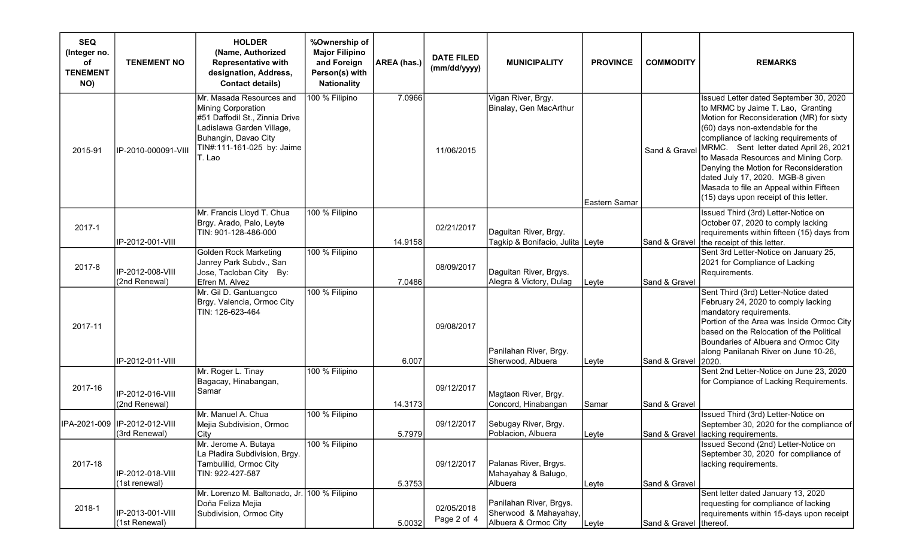| SEQ (Integer no. of TENEMENT NO) | TENEMENT NO | HOLDER (Name, Authorized Representative with designation, Address, Contact details) | %Ownership of Major Filipino and Foreign Person(s) with Nationality | AREA (has.) | DATE FILED (mm/dd/yyyy) | MUNICIPALITY | PROVINCE | COMMODITY | REMARKS |
|---|---|---|---|---|---|---|---|---|---|
| 2015-91 | IP-2010-000091-VIII | Mr. Masada Resources and Mining Corporation #51 Daffodil St., Zinnia Drive Ladislawa Garden Village, Buhangin, Davao City TIN#:111-161-025 by: Jaime T. Lao | 100 % Filipino | 7.0966 | 11/06/2015 | Vigan River, Brgy. Binalay, Gen MacArthur | Eastern Samar | Sand & Gravel | Issued Letter dated September 30, 2020 to MRMC by Jaime T. Lao, Granting Motion for Reconsideration (MR) for sixty (60) days non-extendable for the compliance of lacking requirements of MRMC. Sent letter dated April 26, 2021 to Masada Resources and Mining Corp. Denying the Motion for Reconsideration dated July 17, 2020. MGB-8 given Masada to file an Appeal within Fifteen (15) days upon receipt of this letter. |
| 2017-1 | IP-2012-001-VIII | Mr. Francis Lloyd T. Chua Brgy. Arado, Palo, Leyte TIN: 901-128-486-000 | 100 % Filipino | 14.9158 | 02/21/2017 | Daguitan River, Brgy. Tagkip & Bonifacio, Julita | Leyte | Sand & Gravel | Issued Third (3rd) Letter-Notice on October 07, 2020 to comply lacking requirements within fifteen (15) days from the receipt of this letter. |
| 2017-8 | IP-2012-008-VIII (2nd Renewal) | Golden Rock Marketing Janrey Park Subdv., San Jose, Tacloban City By: Efren M. Alvez | 100 % Filipino | 7.0486 | 08/09/2017 | Daguitan River, Brgys. Alegra & Victory, Dulag | Leyte | Sand & Gravel | Sent 3rd Letter-Notice on January 25, 2021 for Compliance of Lacking Requirements. |
| 2017-11 | IP-2012-011-VIII | Mr. Gil D. Gantuangco Brgy. Valencia, Ormoc City TIN: 126-623-464 | 100 % Filipino | 6.007 | 09/08/2017 | Panilahan River, Brgy. Sherwood, Albuera | Leyte | Sand & Gravel | Sent Third (3rd) Letter-Notice dated February 24, 2020 to comply lacking mandatory requirements. Portion of the Area was Inside Ormoc City based on the Relocation of the Political Boundaries of Albuera and Ormoc City along Panilanah River on June 10-26, 2020. |
| 2017-16 | IP-2012-016-VIII (2nd Renewal) | Mr. Roger L. Tinay Bagacay, Hinabangan, Samar | 100 % Filipino | 14.3173 | 09/12/2017 | Magtaon River, Brgy. Concord, Hinabangan | Samar | Sand & Gravel | Sent 2nd Letter-Notice on June 23, 2020 for Compiance of Lacking Requirements. |
| IPA-2021-009 | IP-2012-012-VIII (3rd Renewal) | Mr. Manuel A. Chua Mejia Subdivision, Ormoc City | 100 % Filipino | 5.7979 | 09/12/2017 | Sebugay River, Brgy. Poblacion, Albuera | Leyte | Sand & Gravel | Issued Third (3rd) Letter-Notice on September 30, 2020 for the compliance of lacking requirements. |
| 2017-18 | IP-2012-018-VIII (1st renewal) | Mr. Jerome A. Butaya La Pladira Subdivision, Brgy. Tambulilid, Ormoc City TIN: 922-427-587 | 100 % Filipino | 5.3753 | 09/12/2017 | Palanas River, Brgys. Mahayahay & Balugo, Albuera | Leyte | Sand & Gravel | Issued Second (2nd) Letter-Notice on September 30, 2020 for compliance of lacking requirements. |
| 2018-1 | IP-2013-001-VIII (1st Renewal) | Mr. Lorenzo M. Baltonado, Jr. Doña Feliza Mejia Subdivision, Ormoc City | 100 % Filipino | 5.0032 | 02/05/2018 | Panilahan River, Brgys. Sherwood & Mahayahay, Albuera & Ormoc City | Leyte | Sand & Gravel | Sent letter dated January 13, 2020 requesting for compliance of lacking requirements within 15-days upon receipt thereof. |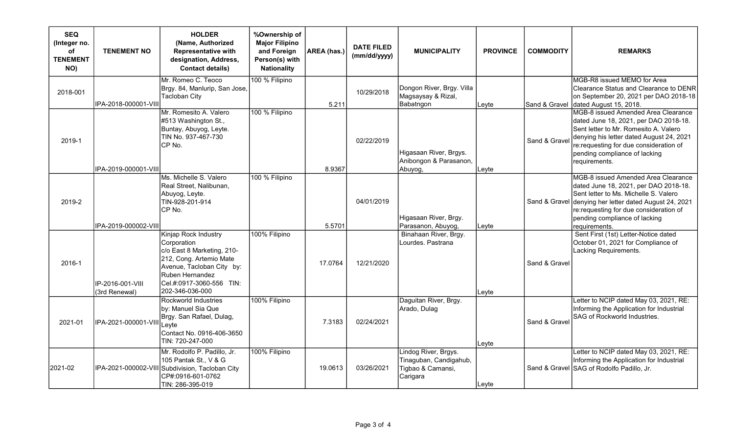| SEQ (Integer no. of TENEMENT NO) | TENEMENT NO | HOLDER (Name, Authorized Representative with designation, Address, Contact details) | %Ownership of Major Filipino and Foreign Person(s) with Nationality | AREA (has.) | DATE FILED (mm/dd/yyyy) | MUNICIPALITY | PROVINCE | COMMODITY | REMARKS |
|---|---|---|---|---|---|---|---|---|---|
| 2018-001 | IPA-2018-000001-VIII | Mr. Romeo C. Teoco Brgy. 84, Manlurip, San Jose, Tacloban City | 100 % Filipino | 5.211 | 10/29/2018 | Dongon River, Brgy. Villa Magsaysay & Rizal, Babatngon | Leyte | Sand & Gravel | MGB-R8 issued MEMO for Area Clearance Status and Clearance to DENR on September 20, 2021 per DAO 2018-18 dated August 15, 2018. |
| 2019-1 | IPA-2019-000001-VIII | Mr. Romesito A. Valero #513 Washington St., Buntay, Abuyog, Leyte. TIN No. 937-467-730 CP No. | 100 % Filipino | 8.9367 | 02/22/2019 | Higasaan River, Brgys. Anibongon & Parasanon, Abuyog, | Leyte | Sand & Gravel | MGB-8 issued Amended Area Clearance dated June 18, 2021, per DAO 2018-18. Sent letter to Mr. Romesito A. Valero denying his letter dated August 24, 2021 re:requesting for due consideration of pending compliance of lacking requirements. |
| 2019-2 | IPA-2019-000002-VIII | Ms. Michelle S. Valero Real Street, Nalibunan, Abuyog, Leyte. TIN-928-201-914 CP No. | 100 % Filipino | 5.5701 | 04/01/2019 | Higasaan River, Brgy. Parasanon, Abuyog, | Leyte | Sand & Gravel | MGB-8 issued Amended Area Clearance dated June 18, 2021, per DAO 2018-18. Sent letter to Ms. Michelle S. Valero denying her letter dated August 24, 2021 re:requesting for due consideration of pending compliance of lacking requirements. |
| 2016-1 | IP-2016-001-VIII (3rd Renewal) | Kinjap Rock Industry Corporation c/o East 8 Marketing, 210-212, Cong. Artemio Mate Avenue, Tacloban City by: Ruben Hernandez Cel.#:0917-3060-556 TIN: 202-346-036-000 | 100% Filipino | 17.0764 | 12/21/2020 | Binahaan River, Brgy. Lourdes. Pastrana | Leyte | Sand & Gravel | Sent First (1st) Letter-Notice dated October 01, 2021 for Compliance of Lacking Requirements. |
| 2021-01 | IPA-2021-000001-VIII | Rockworld Industries by: Manuel Sia Que Brgy. San Rafael, Dulag, Leyte Contact No. 0916-406-3650 TIN: 720-247-000 | 100% Filipino | 7.3183 | 02/24/2021 | Daguitan River, Brgy. Arado, Dulag | Leyte | Sand & Gravel | Letter to NCIP dated May 03, 2021, RE: Informing the Application for Industrial SAG of Rockworld Industries. |
| 2021-02 | IPA-2021-000002-VIII | Mr. Rodolfo P. Padillo, Jr. 105 Pantak St., V & G Subdivision, Tacloban City CP#:0916-601-0762 TIN: 286-395-019 | 100% Filipino | 19.0613 | 03/26/2021 | Lindog River, Brgys. Tinaguban, Candigahub, Tigbao & Camansi, Carigara | Leyte | Sand & Gravel | Letter to NCIP dated May 03, 2021, RE: Informing the Application for Industrial SAG of Rodolfo Padillo, Jr. |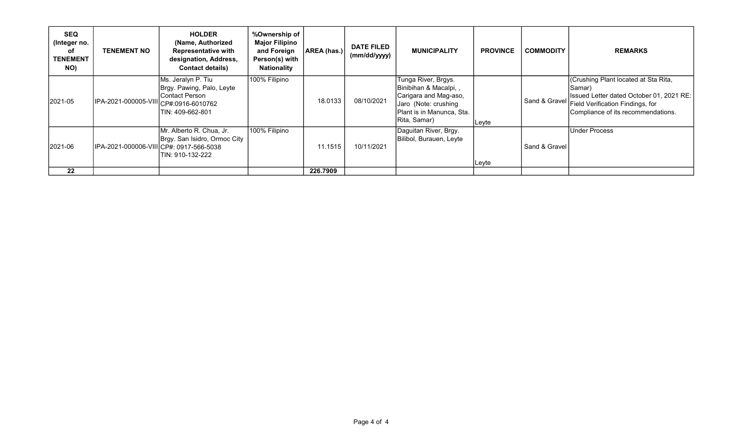| SEQ (Integer no. of TENEMENT NO) | TENEMENT NO | HOLDER (Name, Authorized Representative with designation, Address, Contact details) | %Ownership of Major Filipino and Foreign Person(s) with Nationality | AREA (has.) | DATE FILED (mm/dd/yyyy) | MUNICIPALITY | PROVINCE | COMMODITY | REMARKS |
|---|---|---|---|---|---|---|---|---|---|
| 2021-05 | IPA-2021-000005-VIII | Ms. Jeralyn P. Tiu<br>Brgy. Pawing, Palo, Leyte<br>Contact Person<br>CP#:0916-6010762<br>TIN: 409-662-801 | 100% Filipino | 18.0133 | 08/10/2021 | Tunga River, Brgys. Binibihan & Macalpi, , Carigara and Mag-aso, Jaro (Note: crushing Plant is in Manunca, Sta. Rita, Samar) | Leyte | Sand & Gravel | (Crushing Plant located at Sta Rita, Samar)<br>Issued Letter dated October 01, 2021 RE: Field Verification Findings, for Compliance of its recommendations. |
| 2021-06 | IPA-2021-000006-VIII | Mr. Alberto R. Chua, Jr.<br>Brgy. San Isidro, Ormoc City<br>CP#: 0917-566-5038<br>TIN: 910-132-222 | 100% Filipino | 11.1515 | 10/11/2021 | Daguitan River, Brgy. Bilibol, Burauen, Leyte | Leyte | Sand & Gravel | Under Process |
| **22** | | | | **226.7909** | | | | | |